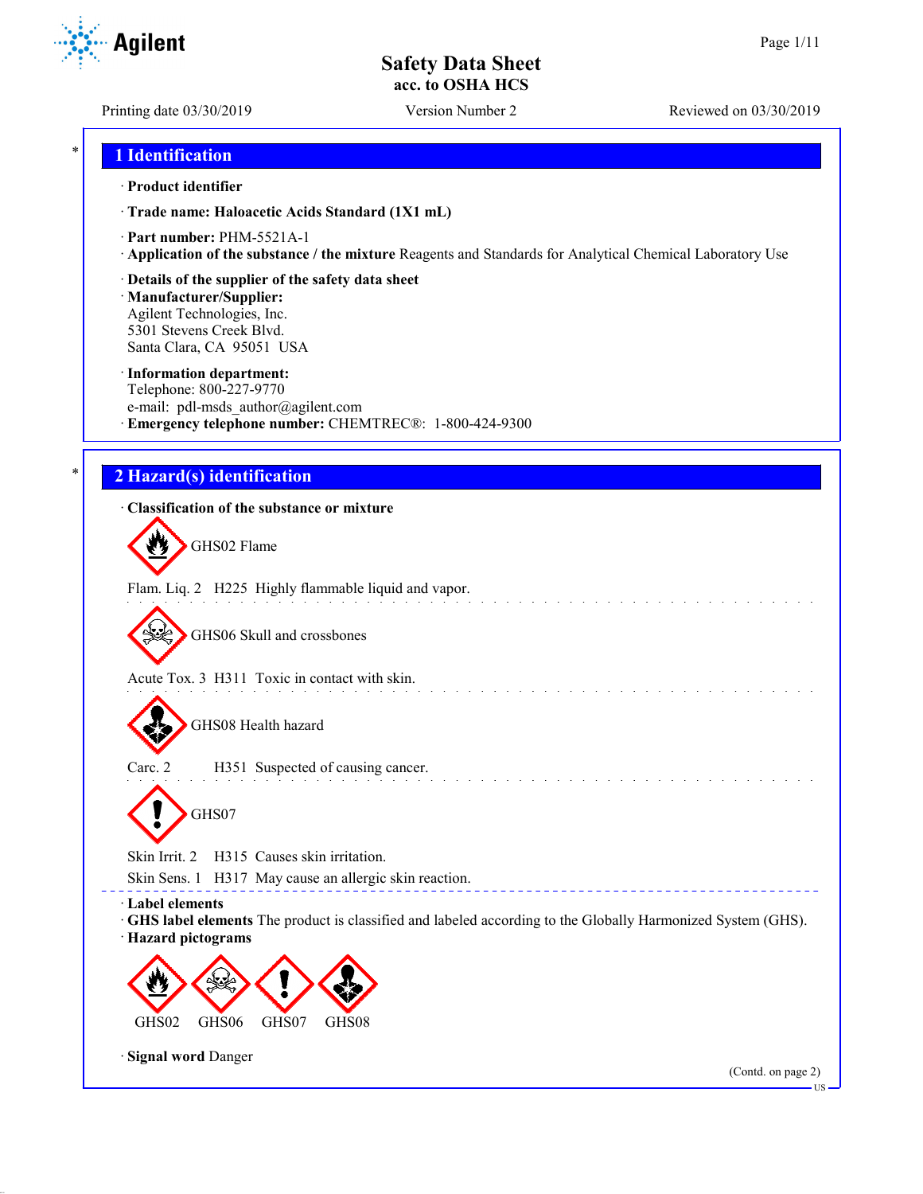# Safety Data Sheet
## acc. to OSHA HCS

Printing date 03/30/2019 | Version Number 2 | Reviewed on 03/30/2019

## 1 Identification

· **Product identifier**

· **Trade name: Haloacetic Acids Standard (1X1 mL)**

· **Part number:** PHM-5521A-1

· **Application of the substance / the mixture** Reagents and Standards for Analytical Chemical Laboratory Use

· **Details of the supplier of the safety data sheet**

· **Manufacturer/Supplier:**
Agilent Technologies, Inc.
5301 Stevens Creek Blvd.
Santa Clara, CA 95051 USA

· **Information department:**
Telephone: 800-227-9770
e-mail: pdl-msds_author@agilent.com

· **Emergency telephone number:** CHEMTREC®: 1-800-424-9300

## 2 Hazard(s) identification

· **Classification of the substance or mixture**

GHS02 Flame

Flam. Liq. 2 H225 Highly flammable liquid and vapor.

GHS06 Skull and crossbones

Acute Tox. 3 H311 Toxic in contact with skin.

GHS08 Health hazard

Carc. 2 H351 Suspected of causing cancer.

GHS07

Skin Irrit. 2 H315 Causes skin irritation.

Skin Sens. 1 H317 May cause an allergic skin reaction.

· **Label elements**

· **GHS label elements** The product is classified and labeled according to the Globally Harmonized System (GHS).

· **Hazard pictograms**

GHS02 GHS06 GHS07 GHS08

· **Signal word** Danger

(Contd. on page 2)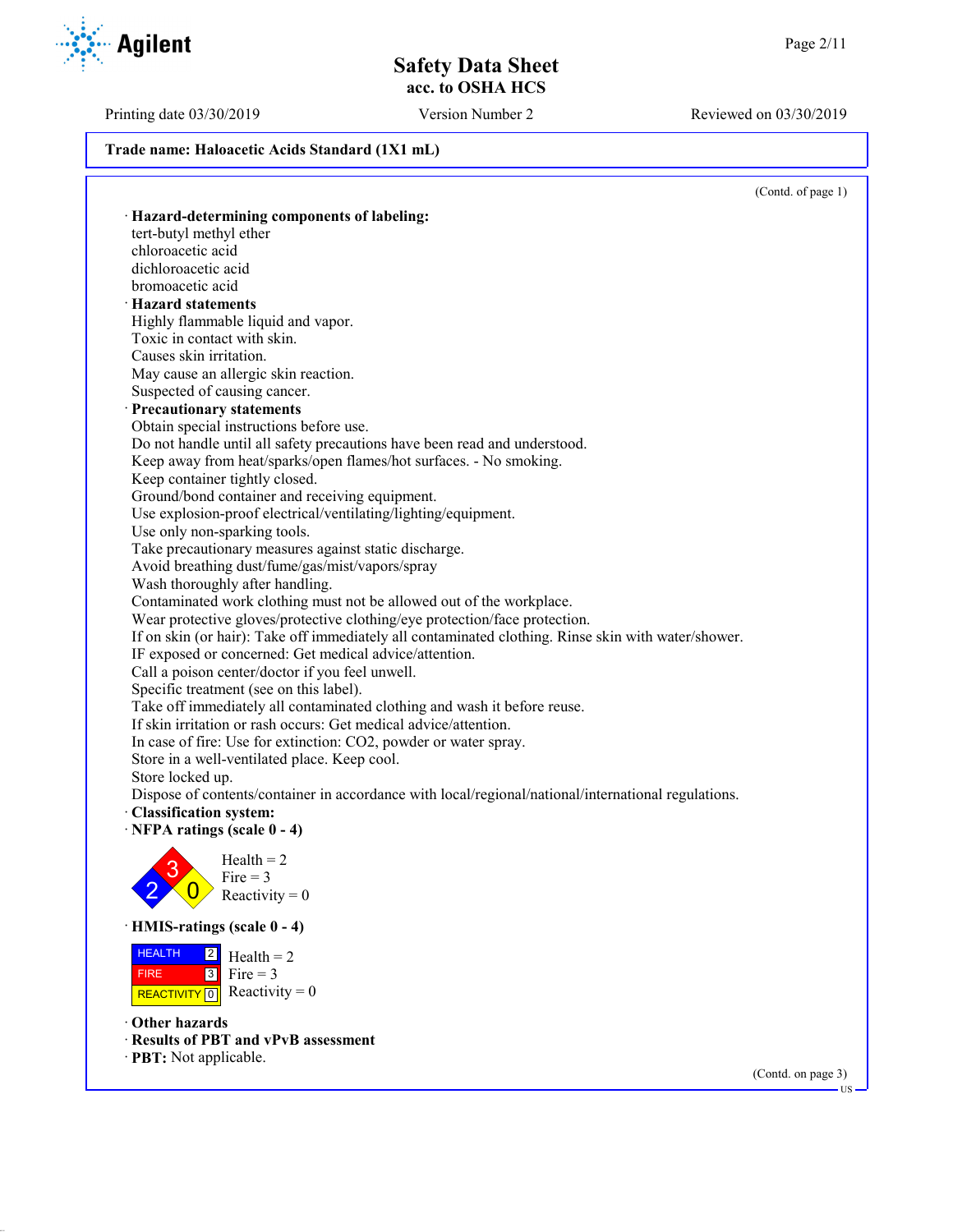**Trade name: Haloacetic Acids Standard (1X1 mL)**

(Contd. of page 1)

· **Hazard-determining components of labeling:**
tert-butyl methyl ether
chloroacetic acid
dichloroacetic acid
bromoacetic acid

· **Hazard statements**
Highly flammable liquid and vapor.
Toxic in contact with skin.
Causes skin irritation.
May cause an allergic skin reaction.
Suspected of causing cancer.

· **Precautionary statements**
Obtain special instructions before use.
Do not handle until all safety precautions have been read and understood.
Keep away from heat/sparks/open flames/hot surfaces. - No smoking.
Keep container tightly closed.
Ground/bond container and receiving equipment.
Use explosion-proof electrical/ventilating/lighting/equipment.
Use only non-sparking tools.
Take precautionary measures against static discharge.
Avoid breathing dust/fume/gas/mist/vapors/spray
Wash thoroughly after handling.
Contaminated work clothing must not be allowed out of the workplace.
Wear protective gloves/protective clothing/eye protection/face protection.
If on skin (or hair): Take off immediately all contaminated clothing. Rinse skin with water/shower.
IF exposed or concerned: Get medical advice/attention.
Call a poison center/doctor if you feel unwell.
Specific treatment (see on this label).
Take off immediately all contaminated clothing and wash it before reuse.
If skin irritation or rash occurs: Get medical advice/attention.
In case of fire: Use for extinction: $CO_2$, powder or water spray.
Store in a well-ventilated place. Keep cool.
Store locked up.
Dispose of contents/container in accordance with local/regional/national/international regulations.

· **Classification system:**

· **NFPA ratings (scale 0 - 4)**

Health = 2
Fire = 3
Reactivity = 0

· **HMIS-ratings (scale 0 - 4)**

| HEALTH | 2 | Health = 2 |
|---|---|---|
| FIRE | 3 | Fire = 3 |
| REACTIVITY | 0 | Reactivity = 0 |

· **Other hazards**

· **Results of PBT and vPvB assessment**

· **PBT:** Not applicable.

(Contd. on page 3)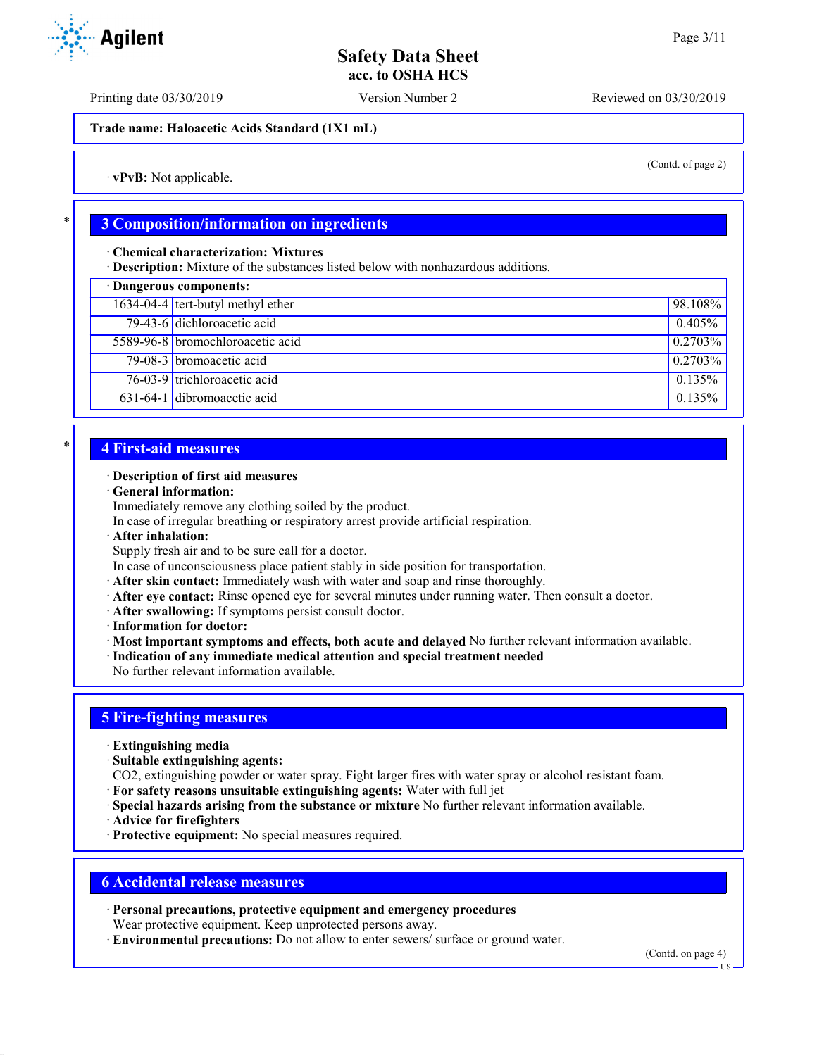**Trade name: Haloacetic Acids Standard (1X1 mL)**

(Contd. of page 2)

· **vPvB:** Not applicable.

## 3 Composition/information on ingredients

· **Chemical characterization: Mixtures**
· **Description:** Mixture of the substances listed below with nonhazardous additions.

| · Dangerous components: | | |
|---|---|---|
| 1634-04-4 | tert-butyl methyl ether | 98.108% |
| 79-43-6 | dichloroacetic acid | 0.405% |
| 5589-96-8 | bromochloroacetic acid | 0.2703% |
| 79-08-3 | bromoacetic acid | 0.2703% |
| 76-03-9 | trichloroacetic acid | 0.135% |
| 631-64-1 | dibromoacetic acid | 0.135% |

## 4 First-aid measures

· **Description of first aid measures**
· **General information:**
Immediately remove any clothing soiled by the product.
In case of irregular breathing or respiratory arrest provide artificial respiration.
· **After inhalation:**
Supply fresh air and to be sure call for a doctor.
In case of unconsciousness place patient stably in side position for transportation.
· **After skin contact:** Immediately wash with water and soap and rinse thoroughly.
· **After eye contact:** Rinse opened eye for several minutes under running water. Then consult a doctor.
· **After swallowing:** If symptoms persist consult doctor.
· **Information for doctor:**
· **Most important symptoms and effects, both acute and delayed** No further relevant information available.
· **Indication of any immediate medical attention and special treatment needed**
No further relevant information available.

## 5 Fire-fighting measures

· **Extinguishing media**
· **Suitable extinguishing agents:**
CO2, extinguishing powder or water spray. Fight larger fires with water spray or alcohol resistant foam.
· **For safety reasons unsuitable extinguishing agents:** Water with full jet
· **Special hazards arising from the substance or mixture** No further relevant information available.
· **Advice for firefighters**
· **Protective equipment:** No special measures required.

## 6 Accidental release measures

· **Personal precautions, protective equipment and emergency procedures**
Wear protective equipment. Keep unprotected persons away.
· **Environmental precautions:** Do not allow to enter sewers/ surface or ground water.

(Contd. on page 4)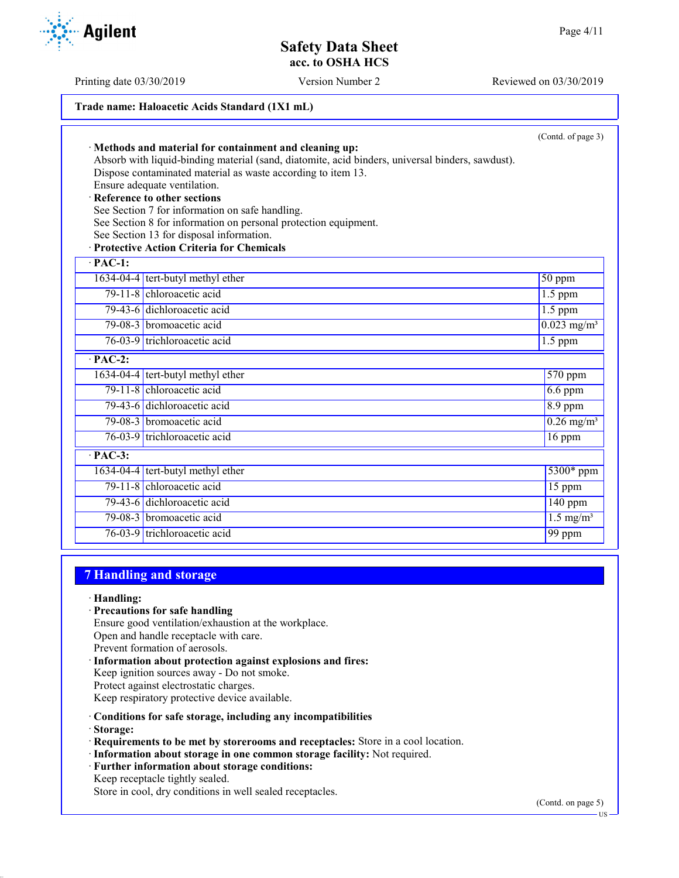Trade name: Haloacetic Acids Standard (1X1 mL)

(Contd. of page 3)

· **Methods and material for containment and cleaning up:**
Absorb with liquid-binding material (sand, diatomite, acid binders, universal binders, sawdust).
Dispose contaminated material as waste according to item 13.
Ensure adequate ventilation.

· **Reference to other sections**
See Section 7 for information on safe handling.
See Section 8 for information on personal protection equipment.
See Section 13 for disposal information.

· **Protective Action Criteria for Chemicals**

| · PAC-1: | | |
|---|---|---|
| 1634-04-4 | tert-butyl methyl ether | 50 ppm |
| 79-11-8 | chloroacetic acid | 1.5 ppm |
| 79-43-6 | dichloroacetic acid | 1.5 ppm |
| 79-08-3 | bromoacetic acid | 0.023 mg/m³ |
| 76-03-9 | trichloroacetic acid | 1.5 ppm |

| · PAC-2: | | |
|---|---|---|
| 1634-04-4 | tert-butyl methyl ether | 570 ppm |
| 79-11-8 | chloroacetic acid | 6.6 ppm |
| 79-43-6 | dichloroacetic acid | 8.9 ppm |
| 79-08-3 | bromoacetic acid | 0.26 mg/m³ |
| 76-03-9 | trichloroacetic acid | 16 ppm |

| · PAC-3: | | |
|---|---|---|
| 1634-04-4 | tert-butyl methyl ether | 5300* ppm |
| 79-11-8 | chloroacetic acid | 15 ppm |
| 79-43-6 | dichloroacetic acid | 140 ppm |
| 79-08-3 | bromoacetic acid | 1.5 mg/m³ |
| 76-03-9 | trichloroacetic acid | 99 ppm |

## 7 Handling and storage

· **Handling:**

· **Precautions for safe handling**
Ensure good ventilation/exhaustion at the workplace.
Open and handle receptacle with care.
Prevent formation of aerosols.

· **Information about protection against explosions and fires:**
Keep ignition sources away - Do not smoke.
Protect against electrostatic charges.
Keep respiratory protective device available.

· **Conditions for safe storage, including any incompatibilities**

· **Storage:**

· **Requirements to be met by storerooms and receptacles:** Store in a cool location.

· **Information about storage in one common storage facility:** Not required.

· **Further information about storage conditions:**
Keep receptacle tightly sealed.
Store in cool, dry conditions in well sealed receptacles.

(Contd. on page 5)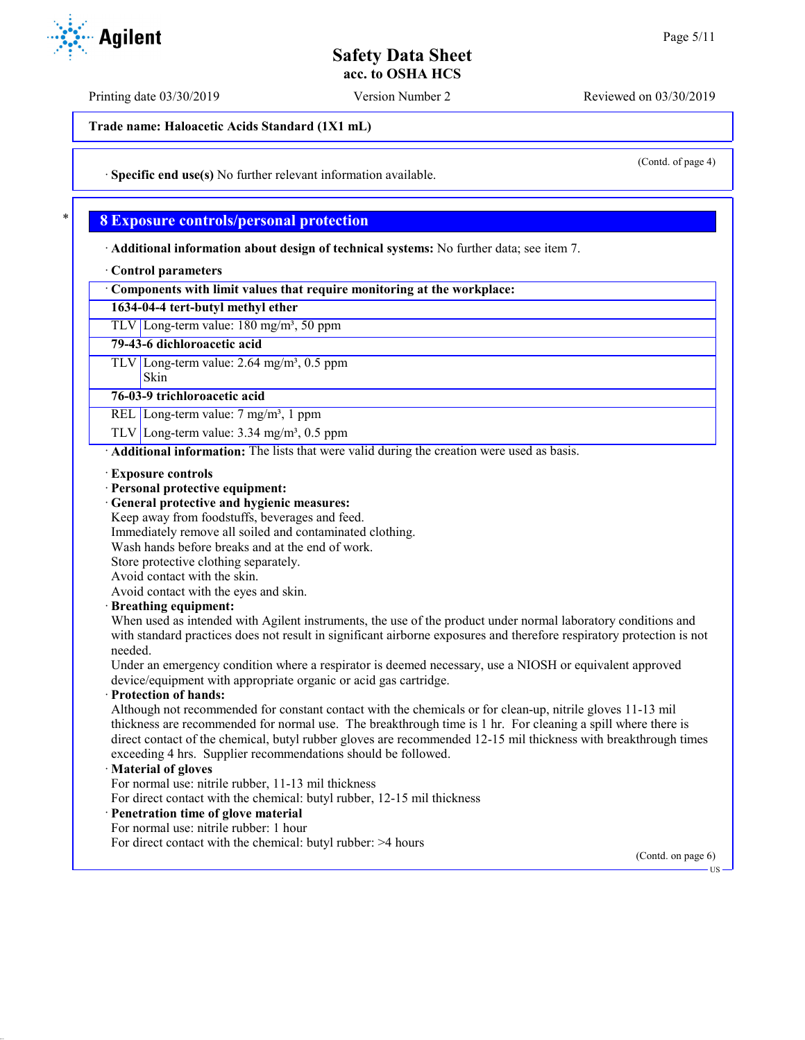(Contd. of page 4)

· **Specific end use(s)** No further relevant information available.

## 8 Exposure controls/personal protection

· **Additional information about design of technical systems:** No further data; see item 7.

· **Control parameters**

| · Components with limit values that require monitoring at the workplace: | |
|---|---|
| **1634-04-4 tert-butyl methyl ether** | |
| TLV | Long-term value: 180 mg/m³, 50 ppm |
| **79-43-6 dichloroacetic acid** | |
| TLV | Long-term value: 2.64 mg/m³, 0.5 ppm<br>Skin |
| **76-03-9 trichloroacetic acid** | |
| REL | Long-term value: 7 mg/m³, 1 ppm |
| TLV | Long-term value: 3.34 mg/m³, 0.5 ppm |

· **Additional information:** The lists that were valid during the creation were used as basis.

· **Exposure controls**
· **Personal protective equipment:**
· **General protective and hygienic measures:**
Keep away from foodstuffs, beverages and feed.
Immediately remove all soiled and contaminated clothing.
Wash hands before breaks and at the end of work.
Store protective clothing separately.
Avoid contact with the skin.
Avoid contact with the eyes and skin.
· **Breathing equipment:**
When used as intended with Agilent instruments, the use of the product under normal laboratory conditions and with standard practices does not result in significant airborne exposures and therefore respiratory protection is not needed.
Under an emergency condition where a respirator is deemed necessary, use a NIOSH or equivalent approved device/equipment with appropriate organic or acid gas cartridge.
· **Protection of hands:**
Although not recommended for constant contact with the chemicals or for clean-up, nitrile gloves 11-13 mil thickness are recommended for normal use. The breakthrough time is 1 hr. For cleaning a spill where there is direct contact of the chemical, butyl rubber gloves are recommended 12-15 mil thickness with breakthrough times exceeding 4 hrs. Supplier recommendations should be followed.
· **Material of gloves**
For normal use: nitrile rubber, 11-13 mil thickness
For direct contact with the chemical: butyl rubber, 12-15 mil thickness
· **Penetration time of glove material**
For normal use: nitrile rubber: 1 hour
For direct contact with the chemical: butyl rubber: >4 hours

(Contd. on page 6)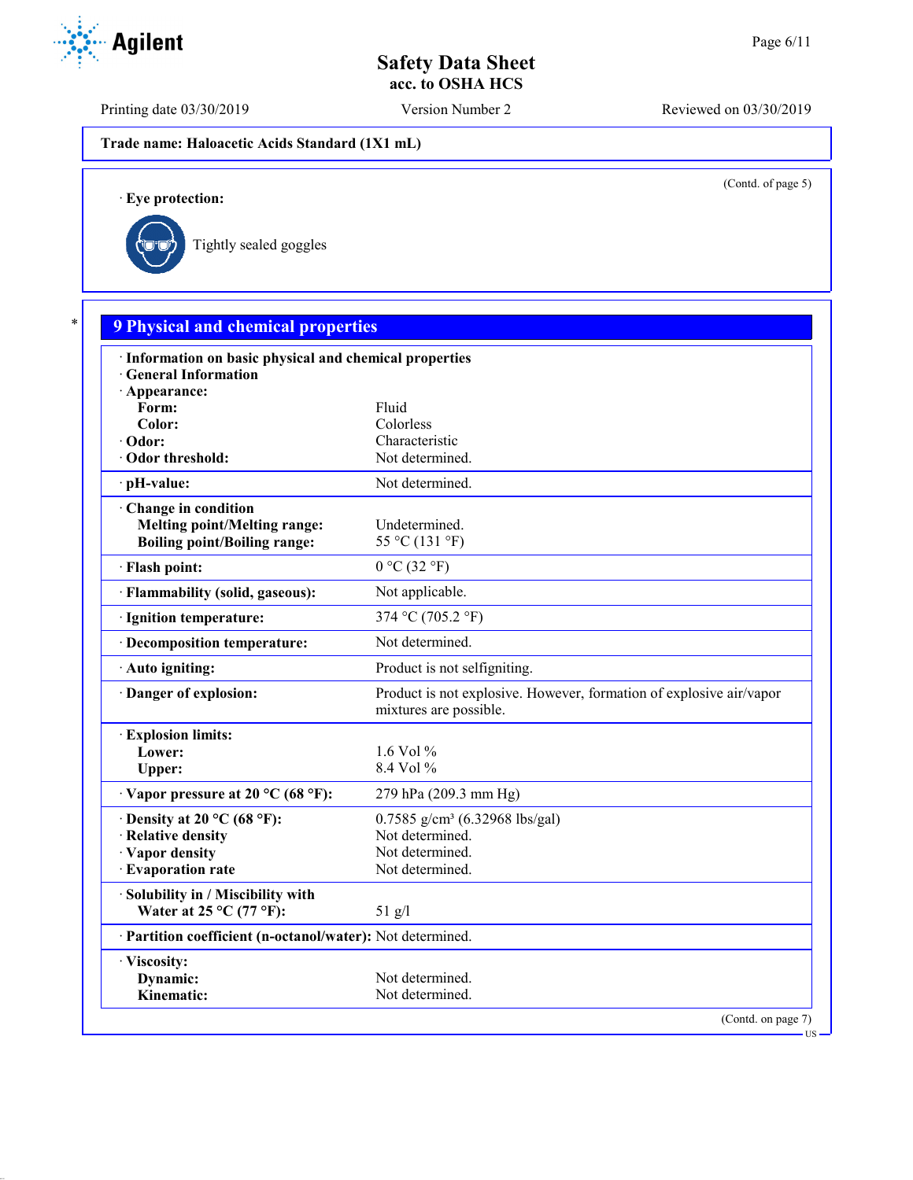Trade name: Haloacetic Acids Standard (1X1 mL)

(Contd. of page 5)

· **Eye protection:**

Tightly sealed goggles

## 9 Physical and chemical properties

| | |
|---|---|
| · **Information on basic physical and chemical properties** | |
| · **General Information** | |
| · **Appearance:** | |
| **Form:** | Fluid |
| **Color:** | Colorless |
| · **Odor:** | Characteristic |
| · **Odor threshold:** | Not determined. |
| · **pH-value:** | Not determined. |
| · **Change in condition** | |
| **Melting point/Melting range:** | Undetermined. |
| **Boiling point/Boiling range:** | 55 °C (131 °F) |
| · **Flash point:** | 0 °C (32 °F) |
| · **Flammability (solid, gaseous):** | Not applicable. |
| · **Ignition temperature:** | 374 °C (705.2 °F) |
| · **Decomposition temperature:** | Not determined. |
| · **Auto igniting:** | Product is not selfigniting. |
| · **Danger of explosion:** | Product is not explosive. However, formation of explosive air/vapor mixtures are possible. |
| · **Explosion limits:** | |
| **Lower:** | 1.6 Vol % |
| **Upper:** | 8.4 Vol % |
| · **Vapor pressure at 20 °C (68 °F):** | 279 hPa (209.3 mm Hg) |
| · **Density at 20 °C (68 °F):** | 0.7585 g/cm³ (6.32968 lbs/gal) |
| · **Relative density** | Not determined. |
| · **Vapor density** | Not determined. |
| · **Evaporation rate** | Not determined. |
| · **Solubility in / Miscibility with** | |
| **Water at 25 °C (77 °F):** | 51 g/l |
| · **Partition coefficient (n-octanol/water):** | Not determined. |
| · **Viscosity:** | |
| **Dynamic:** | Not determined. |
| **Kinematic:** | Not determined. |

(Contd. on page 7)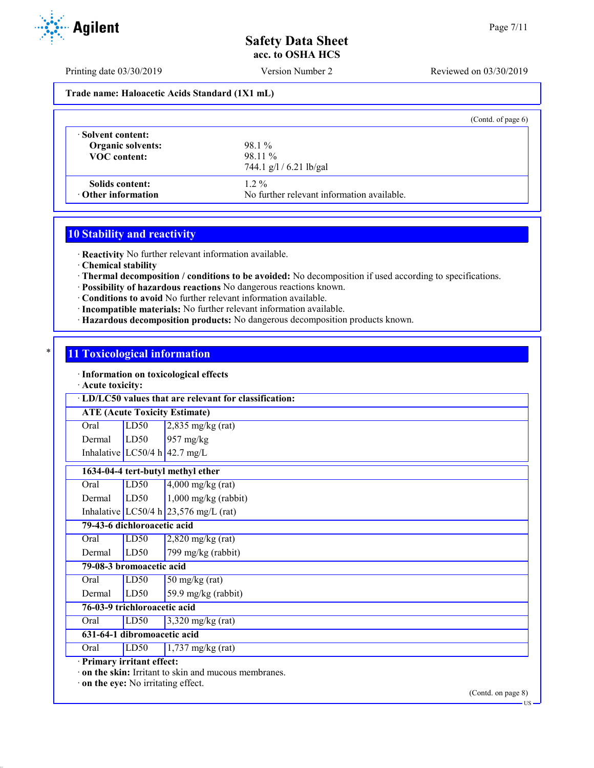**Trade name: Haloacetic Acids Standard (1X1 mL)**

(Contd. of page 6)

| · Solvent content: | |
|---|---|
| **Organic solvents:** | 98.1 % |
| **VOC content:** | 98.11 % |
| | 744.1 g/l / 6.21 lb/gal |
| **Solids content:** | 1.2 % |
| · **Other information** | No further relevant information available. |

## 10 Stability and reactivity

· **Reactivity** No further relevant information available.
· **Chemical stability**
· **Thermal decomposition / conditions to be avoided:** No decomposition if used according to specifications.
· **Possibility of hazardous reactions** No dangerous reactions known.
· **Conditions to avoid** No further relevant information available.
· **Incompatible materials:** No further relevant information available.
· **Hazardous decomposition products:** No dangerous decomposition products known.

## 11 Toxicological information

· **Information on toxicological effects**
· **Acute toxicity:**

· **LD/LC50 values that are relevant for classification:**

| **ATE (Acute Toxicity Estimate)** | | |
|---|---|---|
| Oral | LD50 | 2,835 mg/kg (rat) |
| Dermal | LD50 | 957 mg/kg |
| Inhalative | LC50/4 h | 42.7 mg/L |
| **1634-04-4 tert-butyl methyl ether** | | |
| Oral | LD50 | 4,000 mg/kg (rat) |
| Dermal | LD50 | 1,000 mg/kg (rabbit) |
| Inhalative | LC50/4 h | 23,576 mg/L (rat) |
| **79-43-6 dichloroacetic acid** | | |
| Oral | LD50 | 2,820 mg/kg (rat) |
| Dermal | LD50 | 799 mg/kg (rabbit) |
| **79-08-3 bromoacetic acid** | | |
| Oral | LD50 | 50 mg/kg (rat) |
| Dermal | LD50 | 59.9 mg/kg (rabbit) |
| **76-03-9 trichloroacetic acid** | | |
| Oral | LD50 | 3,320 mg/kg (rat) |
| **631-64-1 dibromoacetic acid** | | |
| Oral | LD50 | 1,737 mg/kg (rat) |

· **Primary irritant effect:**
· **on the skin:** Irritant to skin and mucous membranes.
· **on the eye:** No irritating effect.

(Contd. on page 8)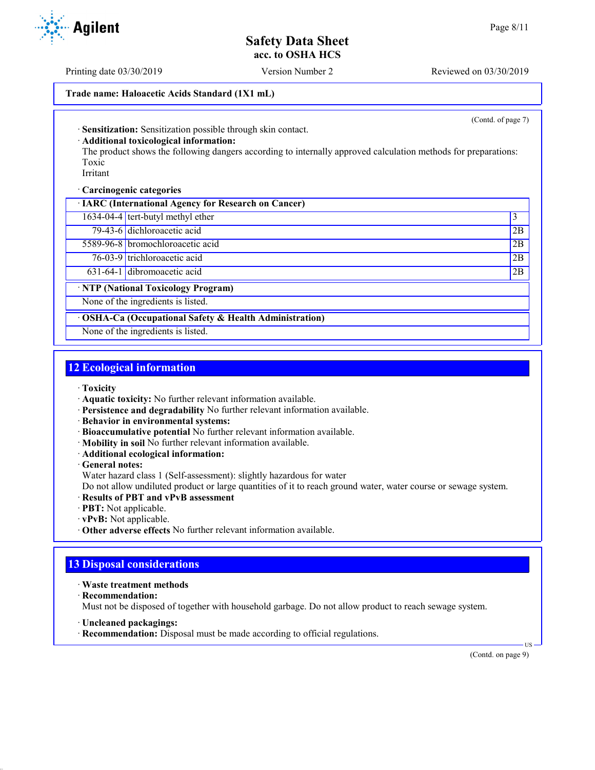**Trade name: Haloacetic Acids Standard (1X1 mL)**

(Contd. of page 7)

· **Sensitization:** Sensitization possible through skin contact.
· **Additional toxicological information:**
The product shows the following dangers according to internally approved calculation methods for preparations:
Toxic
Irritant

· **Carcinogenic categories**

| · IARC (International Agency for Research on Cancer) | | |
|---|---|---|
| 1634-04-4 | tert-butyl methyl ether | 3 |
| 79-43-6 | dichloroacetic acid | 2B |
| 5589-96-8 | bromochloroacetic acid | 2B |
| 76-03-9 | trichloroacetic acid | 2B |
| 631-64-1 | dibromoacetic acid | 2B |

| · NTP (National Toxicology Program) |
|---|
| None of the ingredients is listed. |

| · OSHA-Ca (Occupational Safety & Health Administration) |
|---|
| None of the ingredients is listed. |

## 12 Ecological information

· **Toxicity**
· **Aquatic toxicity:** No further relevant information available.
· **Persistence and degradability** No further relevant information available.
· **Behavior in environmental systems:**
· **Bioaccumulative potential** No further relevant information available.
· **Mobility in soil** No further relevant information available.
· **Additional ecological information:**
· **General notes:**
Water hazard class 1 (Self-assessment): slightly hazardous for water
Do not allow undiluted product or large quantities of it to reach ground water, water course or sewage system.
· **Results of PBT and vPvB assessment**
· **PBT:** Not applicable.
· **vPvB:** Not applicable.
· **Other adverse effects** No further relevant information available.

## 13 Disposal considerations

· **Waste treatment methods**
· **Recommendation:**
Must not be disposed of together with household garbage. Do not allow product to reach sewage system.

· **Uncleaned packagings:**
· **Recommendation:** Disposal must be made according to official regulations.

(Contd. on page 9)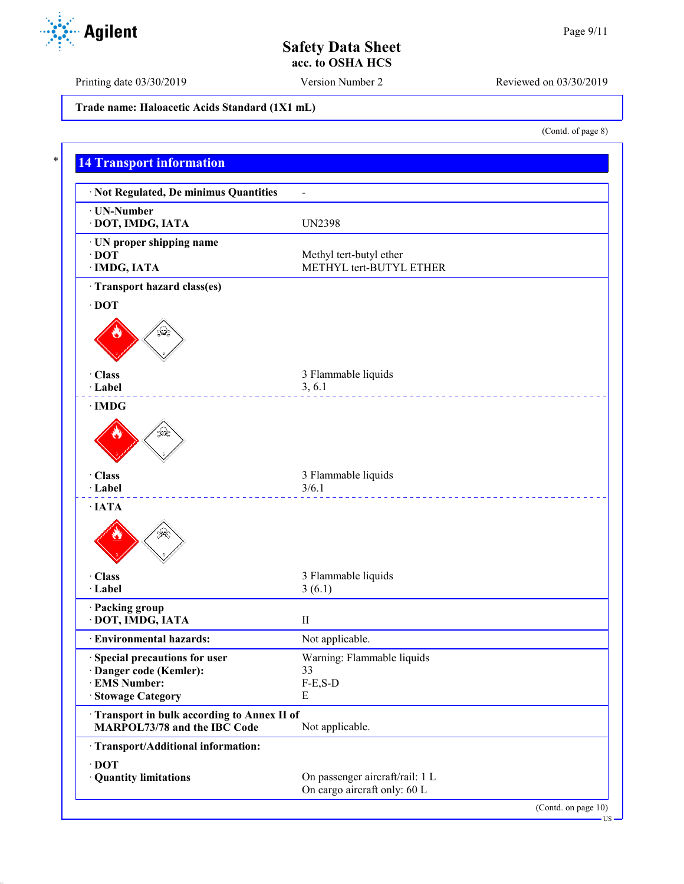Trade name: Haloacetic Acids Standard (1X1 mL)

(Contd. of page 8)

## 14 Transport information

| | |
|---|---|
| · **Not Regulated, De minimus Quantities** | - |
| · **UN-Number** | |
| · **DOT, IMDG, IATA** | UN2398 |
| · **UN proper shipping name** | |
| · **DOT** | Methyl tert-butyl ether |
| · **IMDG, IATA** | METHYL tert-BUTYL ETHER |

· **Transport hazard class(es)**

· **DOT**

| | |
|---|---|
| · **Class** | 3 Flammable liquids |
| · **Label** | 3, 6.1 |

· **IMDG**

| | |
|---|---|
| · **Class** | 3 Flammable liquids |
| · **Label** | 3/6.1 |

· **IATA**

| | |
|---|---|
| · **Class** | 3 Flammable liquids |
| · **Label** | 3 (6.1) |

| | |
|---|---|
| · **Packing group** | |
| · **DOT, IMDG, IATA** | II |
| · **Environmental hazards:** | Not applicable. |
| · **Special precautions for user** | Warning: Flammable liquids |
| · **Danger code (Kemler):** | 33 |
| · **EMS Number:** | F-E,S-D |
| · **Stowage Category** | E |
| · **Transport in bulk according to Annex II of MARPOL73/78 and the IBC Code** | Not applicable. |
| · **Transport/Additional information:** | |
| · **DOT** | |
| · **Quantity limitations** | On passenger aircraft/rail: 1 L<br>On cargo aircraft only: 60 L |

(Contd. on page 10)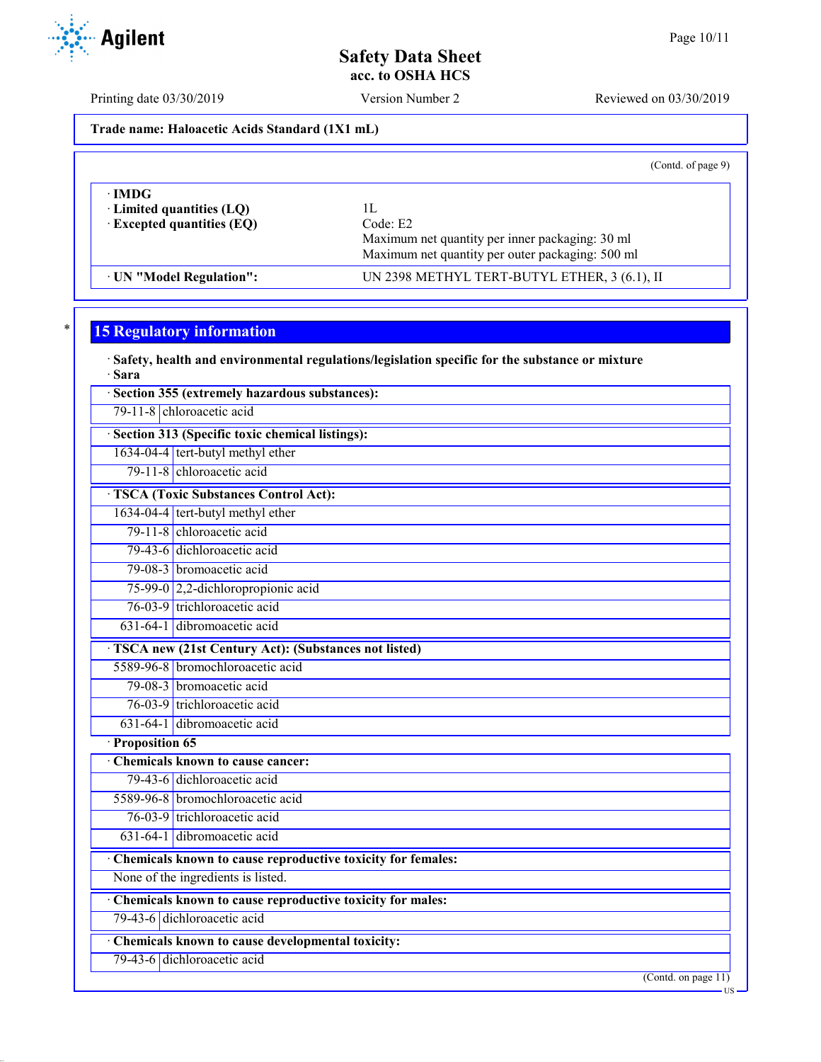Trade name: Haloacetic Acids Standard (1X1 mL)

(Contd. of page 9)

| · IMDG | |
|---|---|
| · Limited quantities (LQ) | 1L |
| · Excepted quantities (EQ) | Code: E2<br>Maximum net quantity per inner packaging: 30 ml<br>Maximum net quantity per outer packaging: 500 ml |
| · UN "Model Regulation": | UN 2398 METHYL TERT-BUTYL ETHER, 3 (6.1), II |

## 15 Regulatory information

· **Safety, health and environmental regulations/legislation specific for the substance or mixture**

· **Sara**

| · Section 355 (extremely hazardous substances): | |
|---|---|
| 79-11-8 | chloroacetic acid |

| · Section 313 (Specific toxic chemical listings): | |
|---|---|
| 1634-04-4 | tert-butyl methyl ether |
| 79-11-8 | chloroacetic acid |

| · TSCA (Toxic Substances Control Act): | |
|---|---|
| 1634-04-4 | tert-butyl methyl ether |
| 79-11-8 | chloroacetic acid |
| 79-43-6 | dichloroacetic acid |
| 79-08-3 | bromoacetic acid |
| 75-99-0 | 2,2-dichloropropionic acid |
| 76-03-9 | trichloroacetic acid |
| 631-64-1 | dibromoacetic acid |

| · TSCA new (21st Century Act): (Substances not listed) | |
|---|---|
| 5589-96-8 | bromochloroacetic acid |
| 79-08-3 | bromoacetic acid |
| 76-03-9 | trichloroacetic acid |
| 631-64-1 | dibromoacetic acid |

· **Proposition 65**

| · Chemicals known to cause cancer: | |
|---|---|
| 79-43-6 | dichloroacetic acid |
| 5589-96-8 | bromochloroacetic acid |
| 76-03-9 | trichloroacetic acid |
| 631-64-1 | dibromoacetic acid |

| · Chemicals known to cause reproductive toxicity for females: |
|---|
| None of the ingredients is listed. |

| · Chemicals known to cause reproductive toxicity for males: | |
|---|---|
| 79-43-6 | dichloroacetic acid |

| · Chemicals known to cause developmental toxicity: | |
|---|---|
| 79-43-6 | dichloroacetic acid |

(Contd. on page 11)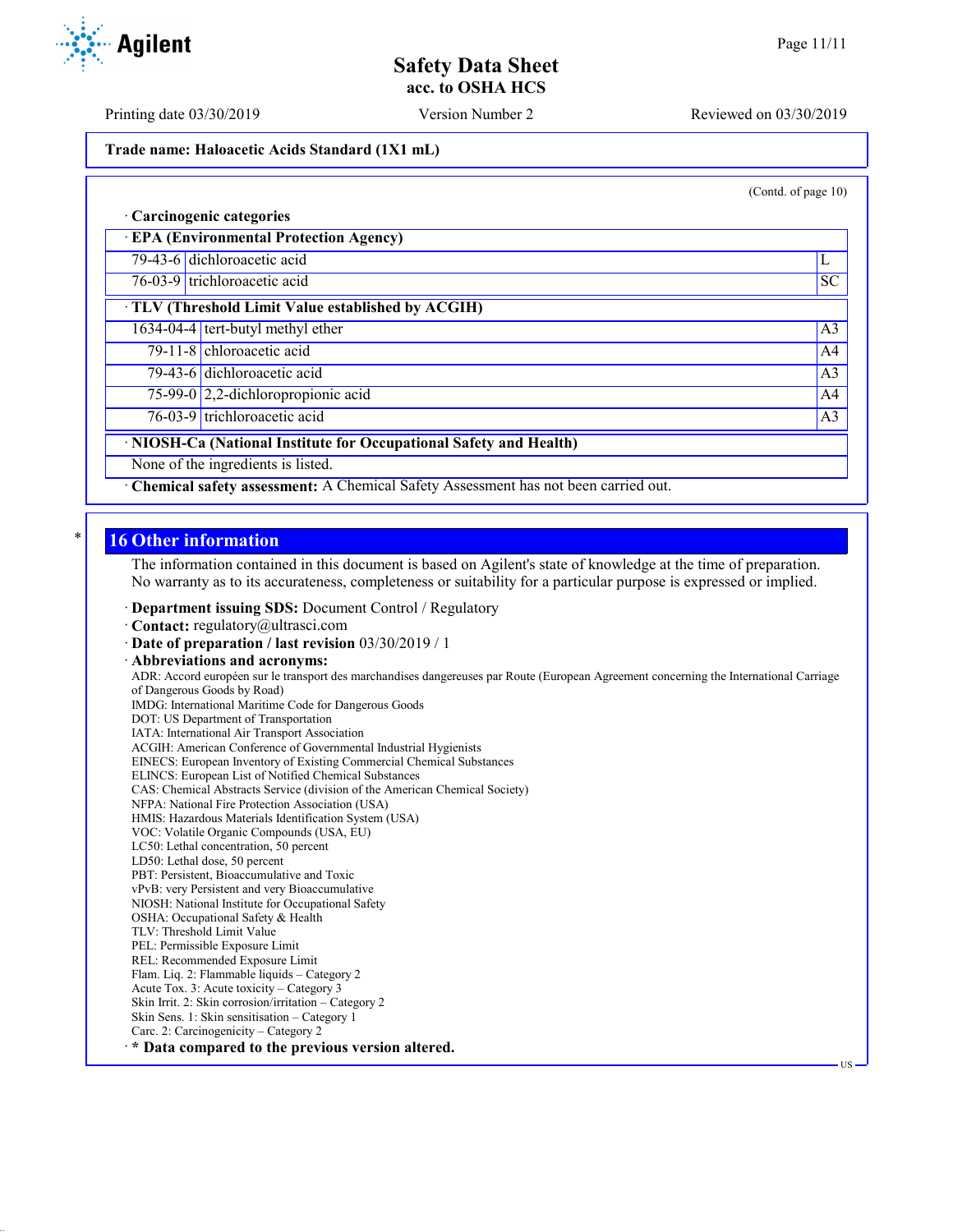(Contd. of page 10)

· **Carcinogenic categories**

· **EPA (Environmental Protection Agency)**

| | | |
|---|---|---|
| 79-43-6 | dichloroacetic acid | L |
| 76-03-9 | trichloroacetic acid | SC |

· **TLV (Threshold Limit Value established by ACGIH)**

| | | |
|---|---|---|
| 1634-04-4 | tert-butyl methyl ether | A3 |
| 79-11-8 | chloroacetic acid | A4 |
| 79-43-6 | dichloroacetic acid | A3 |
| 75-99-0 | 2,2-dichloropropionic acid | A4 |
| 76-03-9 | trichloroacetic acid | A3 |

· **NIOSH-Ca (National Institute for Occupational Safety and Health)**

None of the ingredients is listed.

· **Chemical safety assessment:** A Chemical Safety Assessment has not been carried out.

## * 16 Other information

The information contained in this document is based on Agilent's state of knowledge at the time of preparation. No warranty as to its accurateness, completeness or suitability for a particular purpose is expressed or implied.

· **Department issuing SDS:** Document Control / Regulatory
· **Contact:** regulatory@ultrasci.com
· **Date of preparation / last revision** 03/30/2019 / 1
· **Abbreviations and acronyms:**
ADR: Accord européen sur le transport des marchandises dangereuses par Route (European Agreement concerning the International Carriage of Dangerous Goods by Road)
IMDG: International Maritime Code for Dangerous Goods
DOT: US Department of Transportation
IATA: International Air Transport Association
ACGIH: American Conference of Governmental Industrial Hygienists
EINECS: European Inventory of Existing Commercial Chemical Substances
ELINCS: European List of Notified Chemical Substances
CAS: Chemical Abstracts Service (division of the American Chemical Society)
NFPA: National Fire Protection Association (USA)
HMIS: Hazardous Materials Identification System (USA)
VOC: Volatile Organic Compounds (USA, EU)
LC50: Lethal concentration, 50 percent
LD50: Lethal dose, 50 percent
PBT: Persistent, Bioaccumulative and Toxic
vPvB: very Persistent and very Bioaccumulative
NIOSH: National Institute for Occupational Safety
OSHA: Occupational Safety & Health
TLV: Threshold Limit Value
PEL: Permissible Exposure Limit
REL: Recommended Exposure Limit
Flam. Liq. 2: Flammable liquids – Category 2
Acute Tox. 3: Acute toxicity – Category 3
Skin Irrit. 2: Skin corrosion/irritation – Category 2
Skin Sens. 1: Skin sensitisation – Category 1
Carc. 2: Carcinogenicity – Category 2

· **\* Data compared to the previous version altered.**